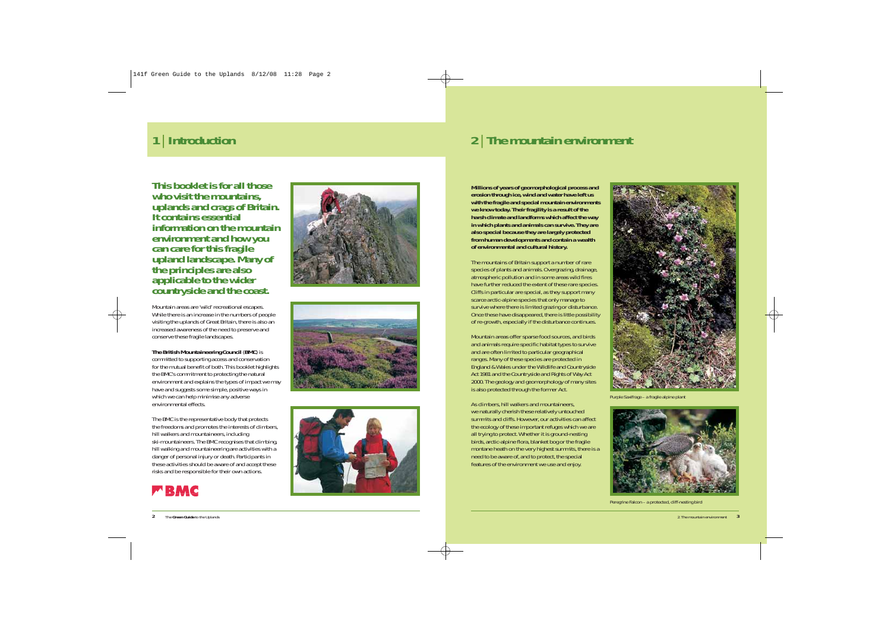## 1 | Introduction

***This booklet is for all those who visit the mountains, uplands and crags of Britain. It contains essential information on the mountain environment and how you can care for this fragile upland landscape. Many of the principles are also applicable to the wider countryside and the coast.***

Mountain areas are 'wild' recreational escapes. While there is an increase in the numbers of people visiting the uplands of Great Britain, there is also an increased awareness of the need to preserve and conserve these fragile landscapes.

**The British Mountaineering Council (BMC)** is committed to supporting access and conservation for the mutual benefit of both. This booklet highlights the BMC's commitment to protecting the natural environment and explains the types of impact we may have and suggests some simple, positive ways in which we can help minimise any adverse environmental effects.

The BMC is the representative body that protects the freedoms and promotes the interests of climbers, hill walkers and mountaineers, including ski-mountaineers. The BMC recognises that climbing, hill walking and mountaineering are activities with a danger of personal injury or death. Participants in these activities should be aware of and accept these risks and be responsible for their own actions.

## 2 | The mountain environment

**Millions of years of geomorphological process and erosion through ice, wind and water have left us with the fragile and special mountain environments we know today. Their fragility is a result of the harsh climate and landforms which affect the way in which plants and animals can survive. They are also special because they are largely protected from human developments and contain a wealth of environmental and cultural history.**

The mountains of Britain support a number of rare species of plants and animals. Overgrazing, drainage, atmospheric pollution and in some areas wild fires have further reduced the extent of these rare species. Cliffs in particular are special, as they support many scarce arctic-alpine species that only manage to survive where there is limited grazing or disturbance. Once these have disappeared, there is little possibility of re-growth, especially if the disturbance continues.

Mountain areas offer sparse food sources, and birds and animals require specific habitat types to survive and are often limited to particular geographical ranges. Many of these species are protected in England & Wales under the Wildlife and Countryside Act 1981 and the Countryside and Rights of Way Act 2000. The geology and geomorphology of many sites is also protected through the former Act.

As climbers, hill walkers and mountaineers, we naturally cherish these relatively untouched summits and cliffs. However, our activities can affect the ecology of these important refuges which we are all trying to protect. Whether it is ground-nesting birds, arctic-alpine flora, blanket bog or the fragile montane heath on the very highest summits, there is a need to be aware of, and to protect, the special features of the environment we use and enjoy.

Purple Saxifrage – a fragile alpine plant

Peregrine Falcon – a protected, cliff-nesting bird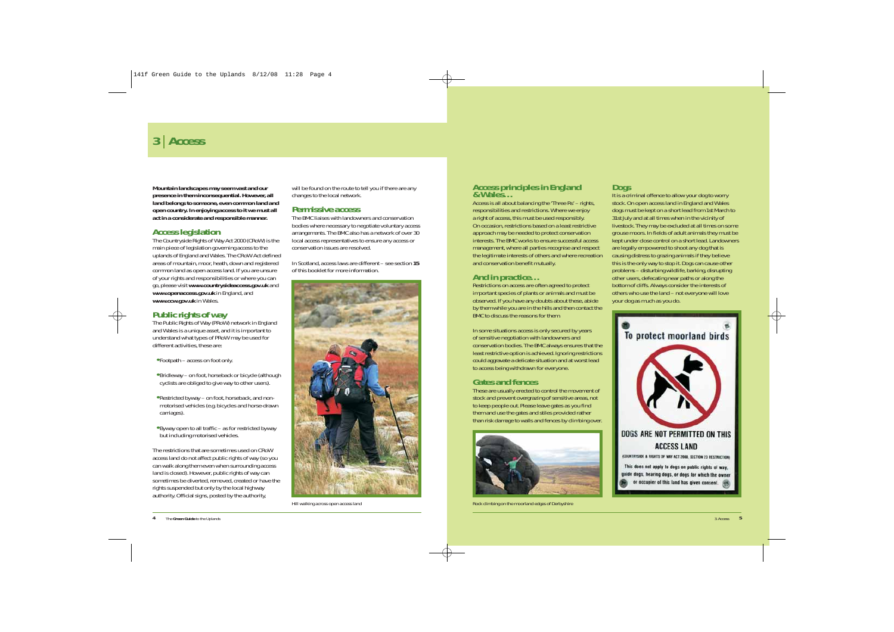# 3 | Access

**Mountain landscapes may seem vast and our presence in them inconsequential. However, all land belongs to someone, even common land and open country. In enjoying access to it we must all act in a considerate and responsible manner.**

## Access legislation

The Countryside Rights of Way Act 2000 (CRoW) is the main piece of legislation governing access to the uplands of England and Wales. The CRoW Act defined areas of mountain, moor, heath, down and registered common land as open access land. If you are unsure of your rights and responsibilities or where you can go, please visit **www.countrysideaccess.gov.uk** and **www.openaccess.gov.uk** in England, and **www.ccw.gov.uk** in Wales.

## Public rights of way

The Public Rights of Way (PRoW) network in England and Wales is a unique asset, and it is important to understand what types of PRoW may be used for different activities, these are:

- Footpath – access on foot only.
- Bridleway – on foot, horseback or bicycle (although cyclists are obliged to give way to other users).
- Restricted byway – on foot, horseback, and non-motorised vehicles (e.g. bicycles and horse-drawn carriages).
- Byway open to all traffic – as for restricted byway but including motorised vehicles.

The restrictions that are sometimes used on CRoW access land do not affect public rights of way (so you can walk along them even when surrounding access land is closed). However, public rights of way can sometimes be diverted, removed, created or have the rights suspended but only by the local highway authority. Official signs, posted by the authority, will be found on the route to tell you if there are any changes to the local network.

## Permissive access

The BMC liaises with landowners and conservation bodies where necessary to negotiate voluntary access arrangements. The BMC also has a network of over 30 local access representatives to ensure any access or conservation issues are resolved.

In Scotland, access laws are different – see section **15** of this booklet for more information.

Hill walking across open access land

## Access principles in England & Wales…

Access is all about balancing the 'Three Rs' – rights, responsibilities and restrictions. Where we enjoy a right of access, this must be used responsibly. On occasion, restrictions based on a least restrictive approach may be needed to protect conservation interests. The BMC works to ensure successful access management, where all parties recognise and respect the legitimate interests of others and where recreation and conservation benefit mutually.

## And in practice…

Restrictions on access are often agreed to protect important species of plants or animals and must be observed. If you have any doubts about these, abide by them while you are in the hills and then contact the BMC to discuss the reasons for them.

In some situations access is only secured by years of sensitive negotiation with landowners and conservation bodies. The BMC always ensures that the least restrictive option is achieved. Ignoring restrictions could aggravate a delicate situation and at worst lead to access being withdrawn for everyone.

## Gates and fences

These are usually erected to control the movement of stock and prevent overgrazing of sensitive areas, not to keep people out. Please leave gates as you find them and use the gates and stiles provided rather than risk damage to walls and fences by climbing over.

Rock climbing on the moorland edges of Derbyshire

## Dogs

It is a criminal offence to allow your dog to worry stock. On open access land in England and Wales dogs must be kept on a short lead from 1st March to 31st July and at all times when in the vicinity of livestock. They may be excluded at all times on some grouse moors. In fields of adult animals they must be kept under close control on a short lead. Landowners are legally empowered to shoot any dog that is causing distress to grazing animals if they believe this is the only way to stop it. Dogs can cause other problems – disturbing wildlife, barking, disrupting other users, defecating near paths or along the bottom of cliffs. Always consider the interests of others who use the land – not everyone will love your dog as much as you do.

To protect moorland birds

DOGS ARE NOT PERMITTED ON THIS ACCESS LAND

(COUNTRYSIDE & RIGHTS OF WAY ACT 2000, SECTION 23 RESTRICTION)

This does not apply to dogs on public rights of way, guide dogs, hearing dogs, or dogs for which the owner or occupier of this land has given consent.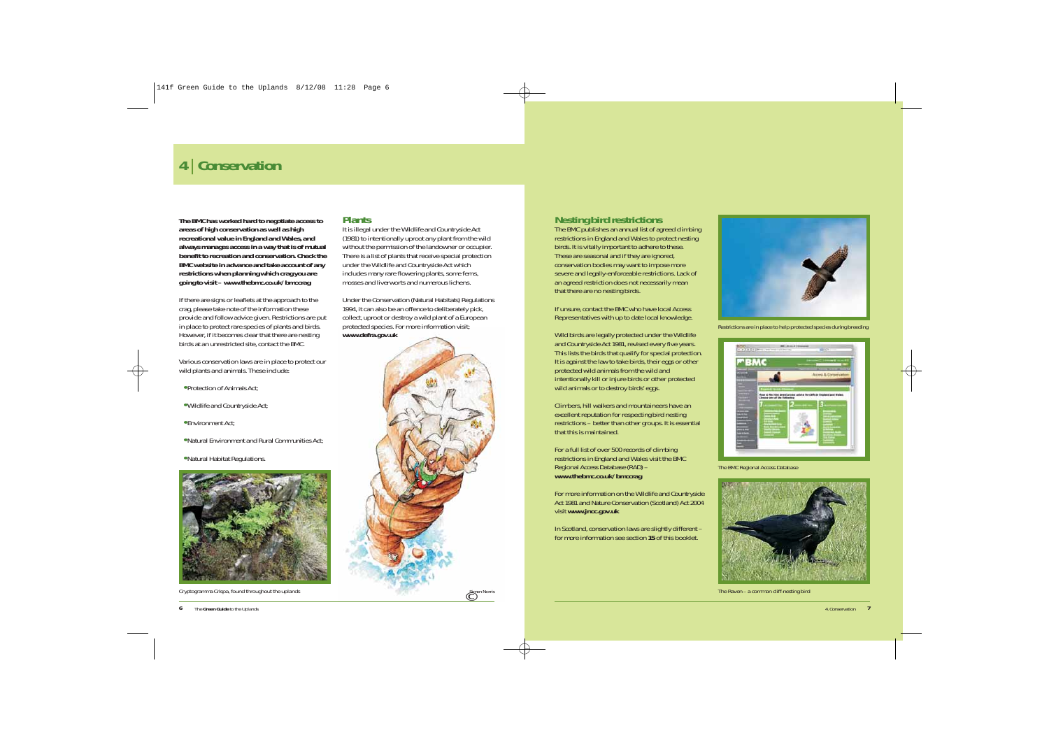# 4 | Conservation

**The BMC has worked hard to negotiate access to areas of high conservation as well as high recreational value in England and Wales, and always manages access in a way that is of mutual benefit to recreation and conservation. Check the BMC website in advance and take account of any restrictions when planning which crag you are going to visit – www.thebmc.co.uk/bmccrag**

If there are signs or leaflets at the approach to the crag, please take note of the information these provide and follow advice given. Restrictions are put in place to protect rare species of plants and birds. However, if it becomes clear that there are nesting birds at an unrestricted site, contact the BMC.

Various conservation laws are in place to protect our wild plants and animals. These include:

- Protection of Animals Act;
- Wildlife and Countryside Act;
- Environment Act;
- Natural Environment and Rural Communities Act;
- Natural Habitat Regulations.

Cryptogramma Crispa, found throughout the uplands

## Plants

It is illegal under the Wildlife and Countryside Act (1981) to intentionally uproot any plant from the wild without the permission of the landowner or occupier. There is a list of plants that receive special protection under the Wildlife and Countryside Act which includes many rare flowering plants, some ferns, mosses and liverworts and numerous lichens.

Under the Conservation (Natural Habitats) Regulations 1994, it can also be an offence to deliberately pick, collect, uproot or destroy a wild plant of a European protected species. For more information visit; **www.defra.gov.uk**

© Simon Norris

## Nesting bird restrictions

The BMC publishes an annual list of agreed climbing restrictions in England and Wales to protect nesting birds. It is vitally important to adhere to these. These are seasonal and if they are ignored, conservation bodies may want to impose more severe and legally-enforceable restrictions. Lack of an agreed restriction does not necessarily mean that there are no nesting birds.

If unsure, contact the BMC who have local Access Representatives with up to date local knowledge.

Wild birds are legally protected under the Wildlife and Countryside Act 1981, revised every five years. This lists the birds that qualify for special protection. It is against the law to take birds, their eggs or other protected wild animals from the wild and intentionally kill or injure birds or other protected wild animals or to destroy birds' eggs.

Climbers, hill walkers and mountaineers have an excellent reputation for respecting bird nesting restrictions – better than other groups. It is essential that this is maintained.

For a full list of over 500 records of climbing restrictions in England and Wales visit the BMC Regional Access Database (RAD) – **www.thebmc.co.uk/bmccrag**

For more information on the Wildlife and Countryside Act 1981 and Nature Conservation (Scotland) Act 2004 visit **www.jncc.gov.uk**

In Scotland, conservation laws are slightly different – for more information see section **15** of this booklet.

Restrictions are in place to help protected species during breeding

The BMC Regional Access Database

The Raven – a common cliff-nesting bird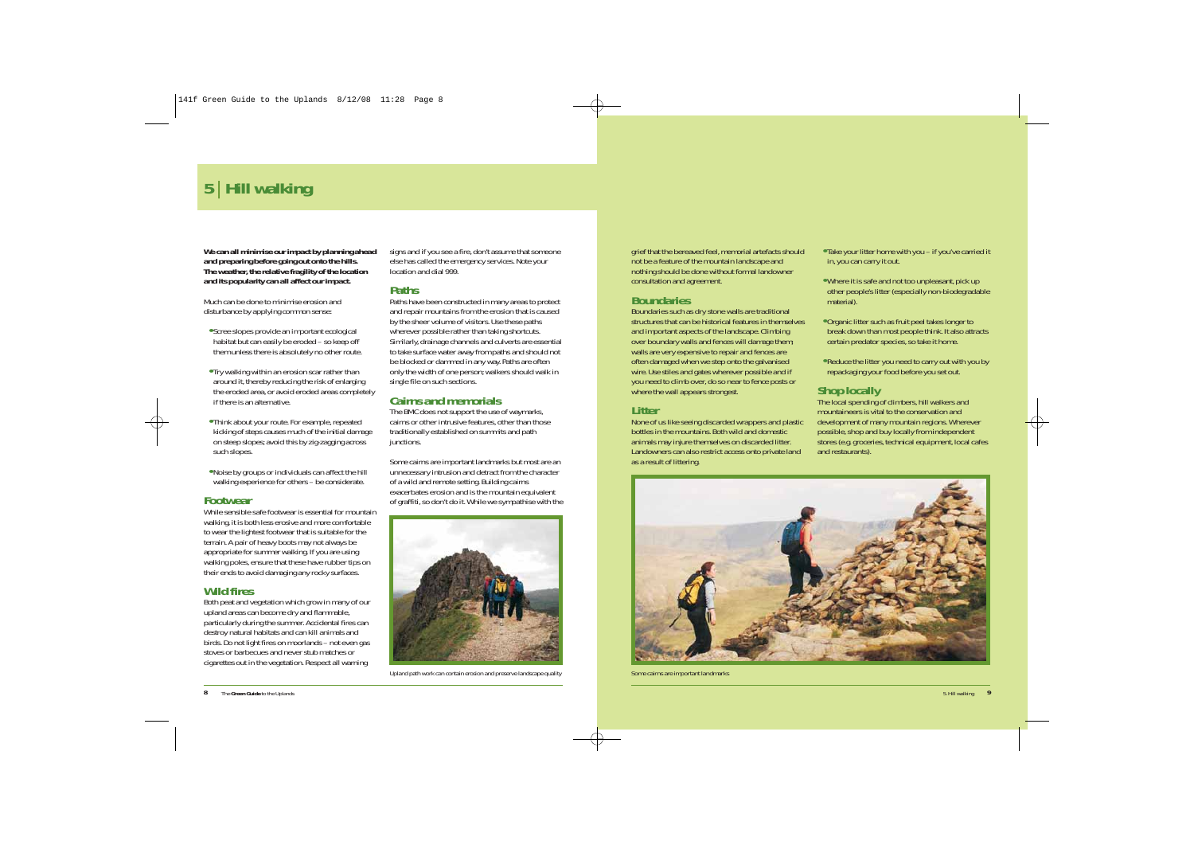# 5 | Hill walking

**We can all minimise our impact by planning ahead and preparing before going out onto the hills. The weather, the relative fragility of the location and its popularity can all affect our impact.**

Much can be done to minimise erosion and disturbance by applying common sense:

- Scree slopes provide an important ecological habitat but can easily be eroded – so keep off them unless there is absolutely no other route.
- Try walking within an erosion scar rather than around it, thereby reducing the risk of enlarging the eroded area, or avoid eroded areas completely if there is an alternative.
- Think about your route. For example, repeated kicking of steps causes much of the initial damage on steep slopes; avoid this by zig-zagging across such slopes.
- Noise by groups or individuals can affect the hill walking experience for others – be considerate.

## Footwear

While sensible safe footwear is essential for mountain walking, it is both less erosive and more comfortable to wear the lightest footwear that is suitable for the terrain. A pair of heavy boots may not always be appropriate for summer walking. If you are using walking poles, ensure that these have rubber tips on their ends to avoid damaging any rocky surfaces.

## Wild fires

Both peat and vegetation which grow in many of our upland areas can become dry and flammable, particularly during the summer. Accidental fires can destroy natural habitats and can kill animals and birds. Do not light fires on moorlands – not even gas stoves or barbecues and never stub matches or cigarettes out in the vegetation. Respect all warning signs and if you see a fire, don't assume that someone else has called the emergency services. Note your location and dial 999.

## Paths

Paths have been constructed in many areas to protect and repair mountains from the erosion that is caused by the sheer volume of visitors. Use these paths wherever possible rather than taking shortcuts. Similarly, drainage channels and culverts are essential to take surface water away from paths and should not be blocked or dammed in any way. Paths are often only the width of one person; walkers should walk in single file on such sections.

## Cairns and memorials

The BMC does not support the use of waymarks, cairns or other intrusive features, other than those traditionally established on summits and path junctions.

Some cairns are important landmarks but most are an unnecessary intrusion and detract from the character of a wild and remote setting. Building cairns exacerbates erosion and is the mountain equivalent of graffiti, so don't do it. While we sympathise with the grief that the bereaved feel, memorial artefacts should not be a feature of the mountain landscape and nothing should be done without formal landowner consultation and agreement.

Upland path work can contain erosion and preserve landscape quality

## Boundaries

Boundaries such as dry stone walls are traditional structures that can be historical features in themselves and important aspects of the landscape. Climbing over boundary walls and fences will damage them; walls are very expensive to repair and fences are often damaged when we step onto the galvanised wire. Use stiles and gates wherever possible and if you need to climb over, do so near to fence posts or where the wall appears strongest.

## Litter

None of us like seeing discarded wrappers and plastic bottles in the mountains. Both wild and domestic animals may injure themselves on discarded litter. Landowners can also restrict access onto private land as a result of littering.

- Take your litter home with you – if you've carried it in, you can carry it out.
- Where it is safe and not too unpleasant, pick up other people's litter (especially non-biodegradable material).
- Organic litter such as fruit peel takes longer to break down than most people think. It also attracts certain predator species, so take it home.
- Reduce the litter you need to carry out with you by repackaging your food before you set out.

## Shop locally

The local spending of climbers, hill walkers and mountaineers is vital to the conservation and development of many mountain regions. Wherever possible, shop and buy locally from independent stores (e.g. groceries, technical equipment, local cafes and restaurants).

Some cairns are important landmarks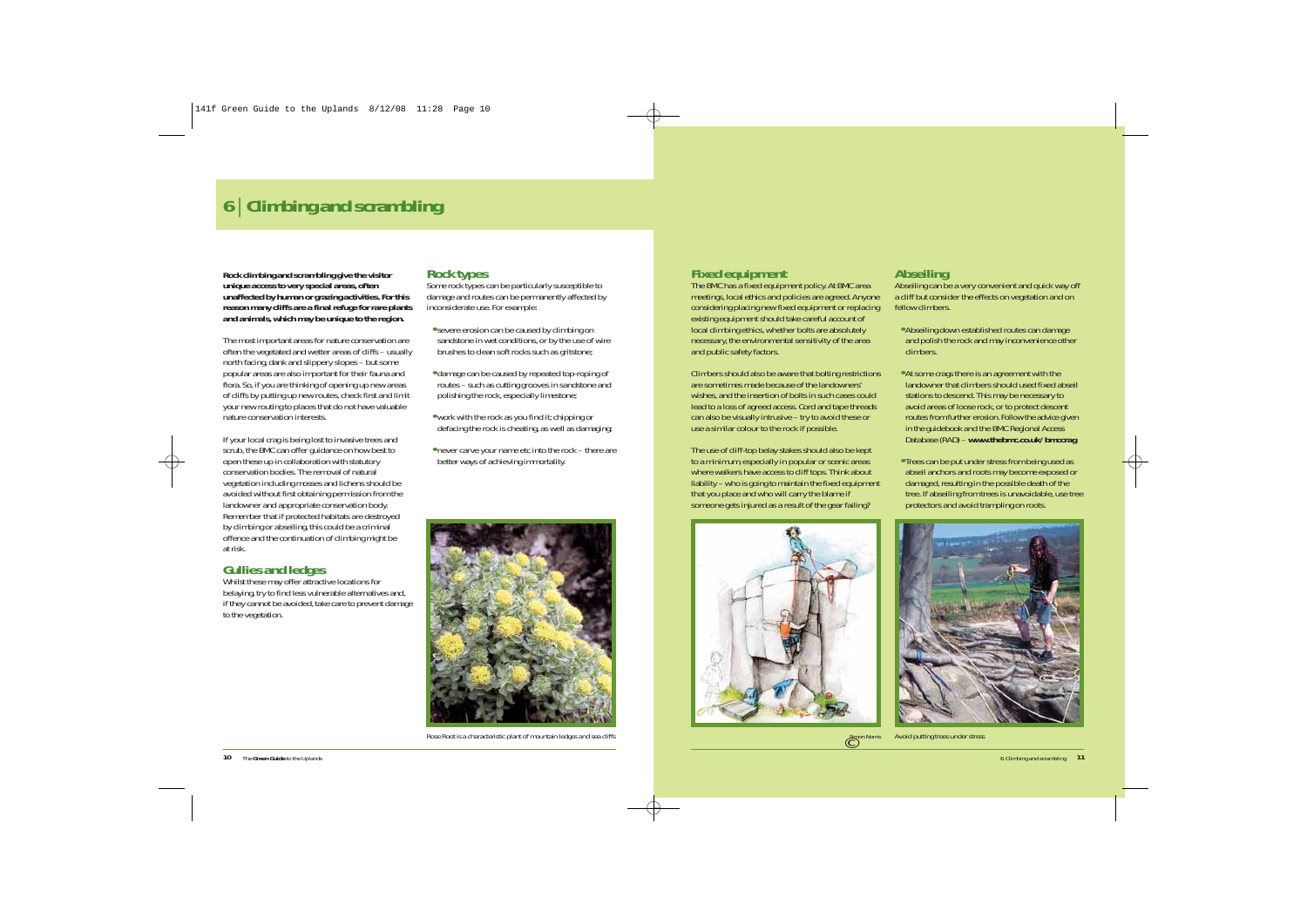# 6 | Climbing and scrambling

**Rock climbing and scrambling give the visitor unique access to very special areas, often unaffected by human or grazing activities. For this reason many cliffs are a final refuge for rare plants and animals, which may be unique to the region.**

The most important areas for nature conservation are often the vegetated and wetter areas of cliffs – usually north facing, dank and slippery slopes – but some popular areas are also important for their fauna and flora. So, if you are thinking of opening up new areas of cliffs by putting up new routes, check first and limit your new routing to places that do not have valuable nature conservation interests.

If your local crag is being lost to invasive trees and scrub, the BMC can offer guidance on how best to open these up in collaboration with statutory conservation bodies. The removal of natural vegetation including mosses and lichens should be avoided without first obtaining permission from the landowner and appropriate conservation body. Remember that if protected habitats are destroyed by climbing or abseiling, this could be a criminal offence and the continuation of climbing might be at risk.

## Gullies and ledges

Whilst these may offer attractive locations for belaying, try to find less vulnerable alternatives and, if they cannot be avoided, take care to prevent damage to the vegetation.

## Rock types

Some rock types can be particularly susceptible to damage and routes can be permanently affected by inconsiderate use. For example:

- severe erosion can be caused by climbing on sandstone in wet conditions, or by the use of wire brushes to clean soft rocks such as gritstone;
- damage can be caused by repeated top-roping of routes – such as cutting grooves in sandstone and polishing the rock, especially limestone;
- work with the rock as you find it; chipping or defacing the rock is cheating, as well as damaging;
- never carve your name etc into the rock – there are better ways of achieving immortality.

Rose Root is a characteristic plant of mountain ledges and sea cliffs

## Fixed equipment

The BMC has a fixed equipment policy. At BMC area meetings, local ethics and policies are agreed. Anyone considering placing new fixed equipment or replacing existing equipment should take careful account of local climbing ethics, whether bolts are absolutely necessary, the environmental sensitivity of the area and public safety factors.

Climbers should also be aware that bolting restrictions are sometimes made because of the landowners' wishes, and the insertion of bolts in such cases could lead to a loss of agreed access. Cord and tape threads can also be visually intrusive – try to avoid these or use a similar colour to the rock if possible.

The use of cliff-top belay stakes should also be kept to a minimum, especially in popular or scenic areas where walkers have access to cliff tops. Think about liability – who is going to maintain the fixed equipment that you place and who will carry the blame if someone gets injured as a result of the gear failing?

© Simon Norris

## Abseiling

Abseiling can be a very convenient and quick way off a cliff but consider the effects on vegetation and on fellow climbers.

- Abseiling down established routes can damage and polish the rock and may inconvenience other climbers.
- At some crags there is an agreement with the landowner that climbers should used fixed abseil stations to descend. This may be necessary to avoid areas of loose rock, or to protect descent routes from further erosion. Follow the advice given in the guidebook and the BMC Regional Access Database (RAD) – **www.thebmc.co.uk/bmccrag**
- Trees can be put under stress from being used as abseil anchors and roots may become exposed or damaged, resulting in the possible death of the tree. If abseiling from trees is unavoidable, use tree protectors and avoid trampling on roots.

Avoid putting trees under stress.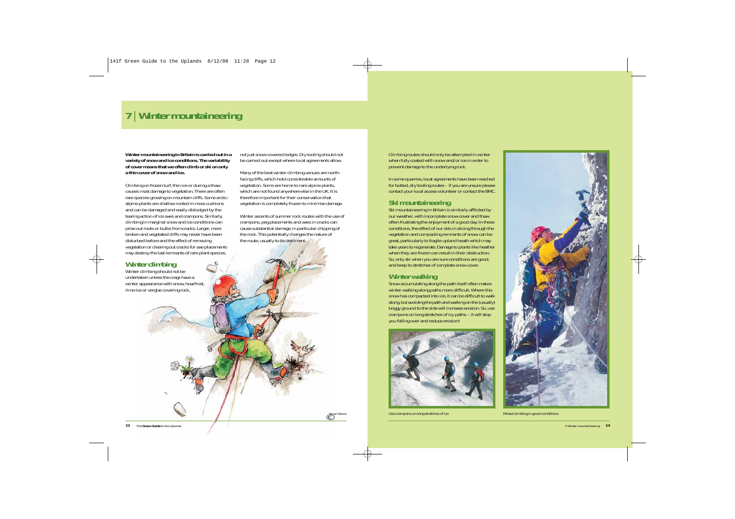# 7 | Winter mountaineering

**Winter mountaineering in Britain is carried out in a variety of snow and ice conditions. The variability of cover means that we often climb or ski on only a thin cover of snow and ice.**

Climbing on frozen turf, thin ice or during a thaw causes most damage to vegetation. There are often rare species growing on mountain cliffs. Some arctic-alpine plants are shallow rooted in moss cushions and can be damaged and easily dislodged by the tearing action of ice axes and crampons. Similarly, climbing in marginal snow and ice conditions can prise out roots or bulbs from cracks. Larger, more broken and vegetated cliffs may never have been disturbed before and the effect of removing vegetation or clearing out cracks for axe placements may destroy the last remnants of rare plant species.

## Winter climbing

Winter climbing should not be undertaken unless the crags have a winter appearance with snow, hoarfrost, rime-ice or verglas covering rock, not just snow-covered ledges. Dry tooling should not be carried out except where local agreements allow.

Many of the best winter climbing venues are north-facing cliffs, which hold considerable amounts of vegetation. Some are home to rare alpine plants, which are not found anywhere else in the UK. It is therefore important for their conservation that vegetation is completely frozen to minimise damage.

Winter ascents of summer rock routes with the use of crampons, peg placements and axes in cracks can cause substantial damage; in particular chipping of the rock. This potentially changes the nature of the route, usually to its detriment.

© Simon Norris

Climbing routes should only be attempted in winter when fully coated with snow and/or ice in order to prevent damage to the underlying rock.

In some quarries, local agreements have been reached for bolted, dry tooling routes – if you are unsure please contact your local access volunteer or contact the BMC.

## Ski mountaineering

Ski mountaineering in Britain is similarly afflicted by our weather, with incomplete snow cover and thaw often frustrating the enjoyment of a good day. In these conditions, the effect of our skis in slicing through the vegetation and compacting remnants of snow can be great, particularly to fragile upland heath which may take years to regenerate. Damage to plants like heather when they are frozen can result in their destruction. So, only ski when you are sure conditions are good, and keep to stretches of complete snow cover.

## Winter walking

Snow accumulating along the path itself often makes winter walking along paths more difficult. Where this snow has compacted into ice, it can be difficult to walk along, but avoiding the path and walking on the (usually) boggy ground to the side will increase erosion. So, use crampons on long stretches of icy paths – it will stop you falling over and reduce erosion!

Use crampons on long stretches of ice

Mixed climbing in good conditions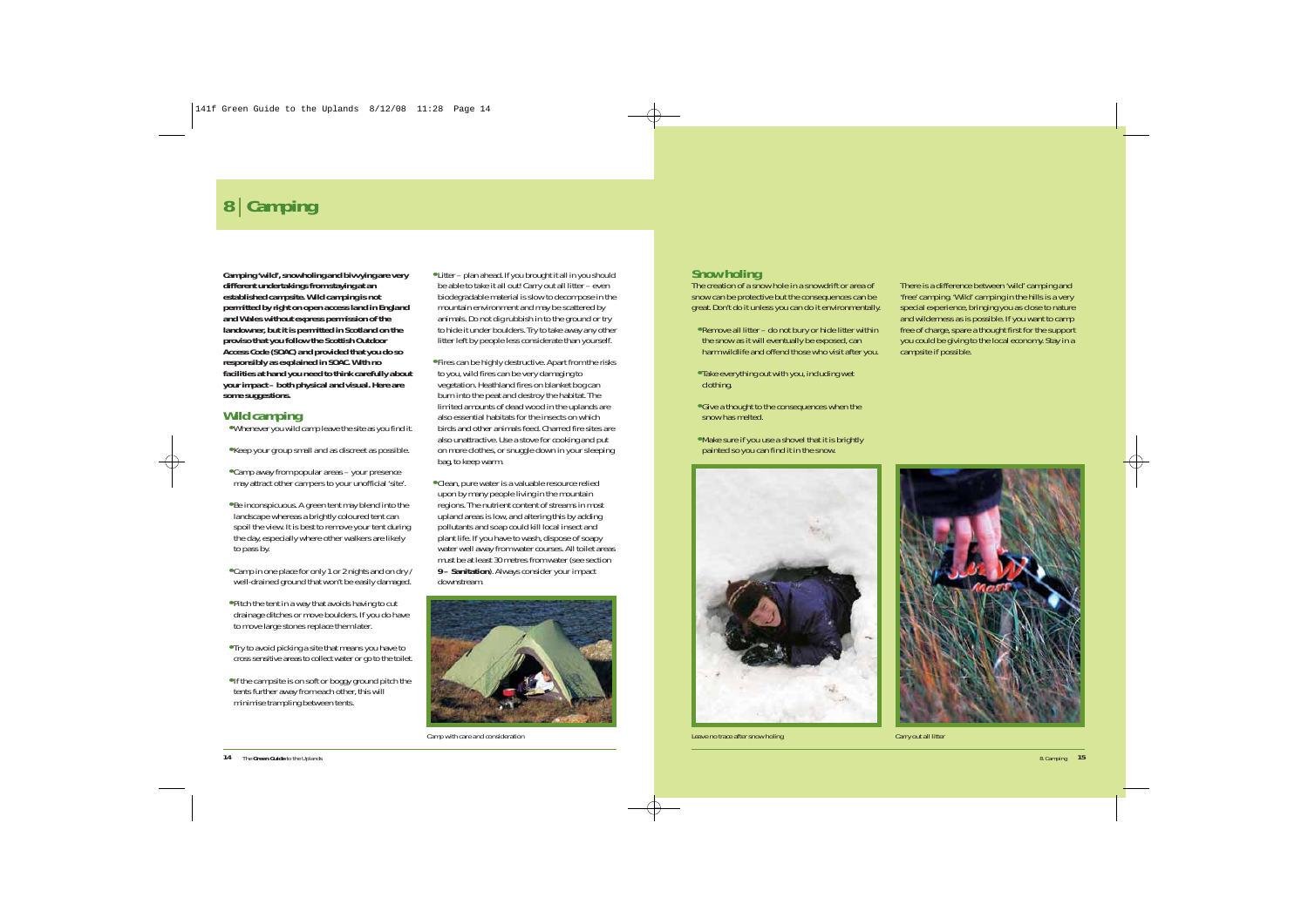# 8 | Camping

**Camping 'wild', snowholing and bivvying are very different undertakings from staying at an established campsite. Wild camping is not permitted by right on open access land in England and Wales without express permission of the landowner, but it is permitted in Scotland on the proviso that you follow the Scottish Outdoor Access Code (SOAC) and provided that you do so responsibly as explained in SOAC. With no facilities at hand you need to think carefully about your impact – both physical and visual. Here are some suggestions.**

## Wild camping

- Whenever you wild camp leave the site as you find it.
- Keep your group small and as discreet as possible.
- Camp away from popular areas – your presence may attract other campers to your unofficial 'site'.
- Be inconspicuous. A green tent may blend into the landscape whereas a brightly coloured tent can spoil the view. It is best to remove your tent during the day, especially where other walkers are likely to pass by.
- Camp in one place for only 1 or 2 nights and on dry / well-drained ground that won't be easily damaged.
- Pitch the tent in a way that avoids having to cut drainage ditches or move boulders. If you do have to move large stones replace them later.
- Try to avoid picking a site that means you have to cross sensitive areas to collect water or go to the toilet.
- If the campsite is on soft or boggy ground pitch the tents further away from each other, this will minimise trampling between tents.
- Litter – plan ahead. If you brought it all in you should be able to take it all out! Carry out all litter – even biodegradable material is slow to decompose in the mountain environment and may be scattered by animals. Do not dig rubbish in to the ground or try to hide it under boulders. Try to take away any other litter left by people less considerate than yourself.
- Fires can be highly destructive. Apart from the risks to you, wild fires can be very damaging to vegetation. Heathland fires on blanket bog can burn into the peat and destroy the habitat. The limited amounts of dead wood in the uplands are also essential habitats for the insects on which birds and other animals feed. Charred fire sites are also unattractive. Use a stove for cooking and put on more clothes, or snuggle down in your sleeping bag, to keep warm.
- Clean, pure water is a valuable resource relied upon by many people living in the mountain regions. The nutrient content of streams in most upland areas is low, and altering this by adding pollutants and soap could kill local insect and plant life. If you have to wash, dispose of soapy water well away from water courses. All toilet areas must be at least 30 metres from water (see section **9 – Sanitation**). Always consider your impact downstream.

Camp with care and consideration

## Snowholing

The creation of a snow hole in a snowdrift or area of snow can be protective but the consequences can be great. Don't do it unless you can do it environmentally.

- Remove all litter – do not bury or hide litter within the snow as it will eventually be exposed, can harm wildlife and offend those who visit after you.
- Take everything out with you, including wet clothing.
- Give a thought to the consequences when the snow has melted.
- Make sure if you use a shovel that it is brightly painted so you can find it in the snow.

There is a difference between 'wild' camping and 'free' camping. 'Wild' camping in the hills is a very special experience, bringing you as close to nature and wilderness as is possible. If you want to camp free of charge, spare a thought first for the support you could be giving to the local economy. Stay in a campsite if possible.

Leave no trace after snowholing

Carry out all litter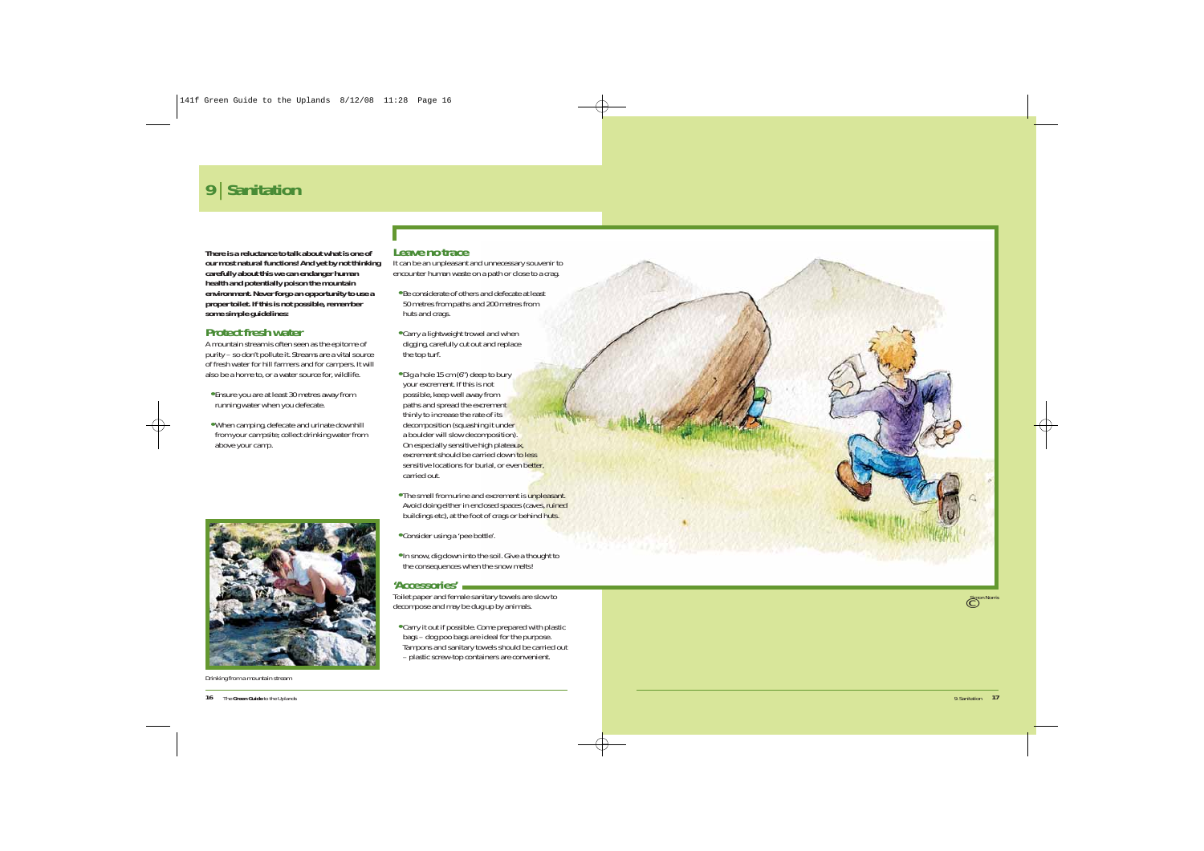# 9 | Sanitation

**There is a reluctance to talk about what is one of our most natural functions! And yet by not thinking carefully about this we can endanger human health and potentially poison the mountain environment. Never forgo an opportunity to use a proper toilet. If this is not possible, remember some simple guidelines:**

## Protect fresh water

A mountain stream is often seen as the epitome of purity – so don't pollute it. Streams are a vital source of fresh water for hill farmers and for campers. It will also be a home to, or a water source for, wildlife.

- Ensure you are at least 30 metres away from running water when you defecate.
- When camping, defecate and urinate downhill from your campsite; collect drinking water from above your camp.

Drinking from a mountain stream

## Leave no trace

It can be an unpleasant and unnecessary souvenir to encounter human waste on a path or close to a crag.

- Be considerate of others and defecate at least 50 metres from paths and 200 metres from huts and crags.
- Carry a lightweight trowel and when digging, carefully cut out and replace the top turf.
- Dig a hole 15 cm (6") deep to bury your excrement. If this is not possible, keep well away from paths and spread the excrement thinly to increase the rate of its decomposition (squashing it under a boulder will slow decomposition). On especially sensitive high plateaux, excrement should be carried down to less sensitive locations for burial, or even better, carried out.
- The smell from urine and excrement is unpleasant. Avoid doing either in enclosed spaces (caves, ruined buildings etc), at the foot of crags or behind huts.
- Consider using a 'pee bottle'.
- In snow, dig down into the soil. Give a thought to the consequences when the snow melts!

## 'Accessories'

Toilet paper and female sanitary towels are slow to decompose and may be dug up by animals.

- Carry it out if possible. Come prepared with plastic bags – dog poo bags are ideal for the purpose. Tampons and sanitary towels should be carried out – plastic screw-top containers are convenient.

© Simon Norris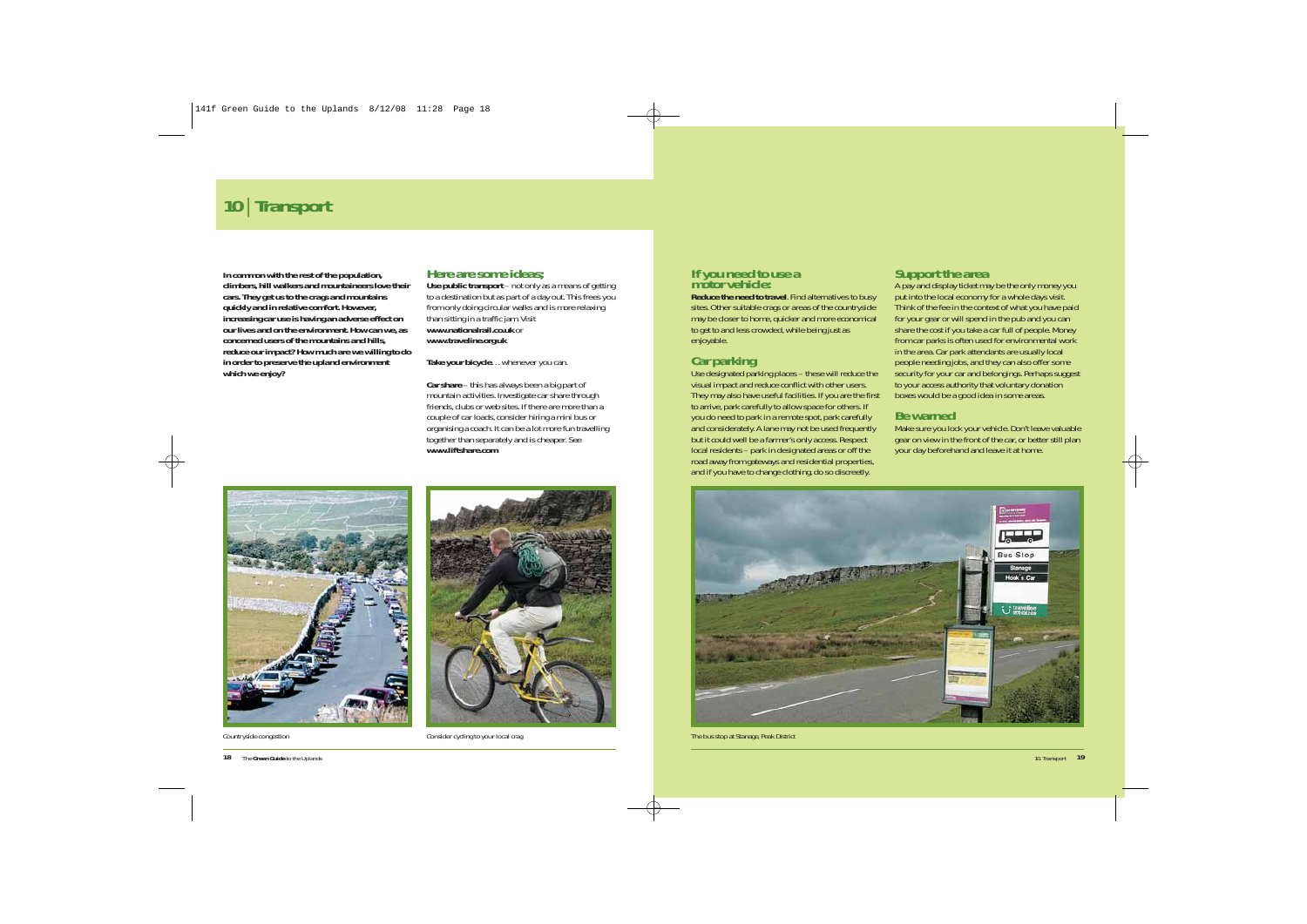# 10 | Transport

**In common with the rest of the population, climbers, hill walkers and mountaineers love their cars. They get us to the crags and mountains quickly and in relative comfort. However, increasing car use is having an adverse effect on our lives and on the environment. How can we, as concerned users of the mountains and hills, reduce our impact? How much are we willing to do in order to preserve the upland environment which we enjoy?**

## Here are some ideas;

**Use public transport** – not only as a means of getting to a destination but as part of a day out. This frees you from only doing circular walks and is more relaxing than sitting in a traffic jam. Visit **www.nationalrail.co.uk** or **www.traveline.org.uk**

**Take your bicycle**… whenever you can.

**Car share** – this has always been a big part of mountain activities. Investigate car share through friends, clubs or web sites. If there are more than a couple of car loads, consider hiring a mini bus or organising a coach. It can be a lot more fun travelling together than separately and is cheaper. See **www.liftshare.com**

Countryside congestion

Consider cycling to your local crag

## If you need to use a motor vehicle:

**Reduce the need to travel**. Find alternatives to busy sites. Other suitable crags or areas of the countryside may be closer to home, quicker and more economical to get to and less crowded, while being just as enjoyable.

## Car parking

Use designated parking places – these will reduce the visual impact and reduce conflict with other users. They may also have useful facilities. If you are the first to arrive, park carefully to allow space for others. If you do need to park in a remote spot, park carefully and considerately. A lane may not be used frequently but it could well be a farmer's only access. Respect local residents – park in designated areas or off the road away from gateways and residential properties, and if you have to change clothing, do so discreetly.

## Support the area

A pay and display ticket may be the only money you put into the local economy for a whole days visit. Think of the fee in the context of what you have paid for your gear or will spend in the pub and you can share the cost if you take a car full of people. Money from car parks is often used for environmental work in the area. Car park attendants are usually local people needing jobs, and they can also offer some security for your car and belongings. Perhaps suggest to your access authority that voluntary donation boxes would be a good idea in some areas.

## Be warned

Make sure you lock your vehicle. Don't leave valuable gear on view in the front of the car, or better still plan your day beforehand and leave it at home.

The bus stop at Stanage, Peak District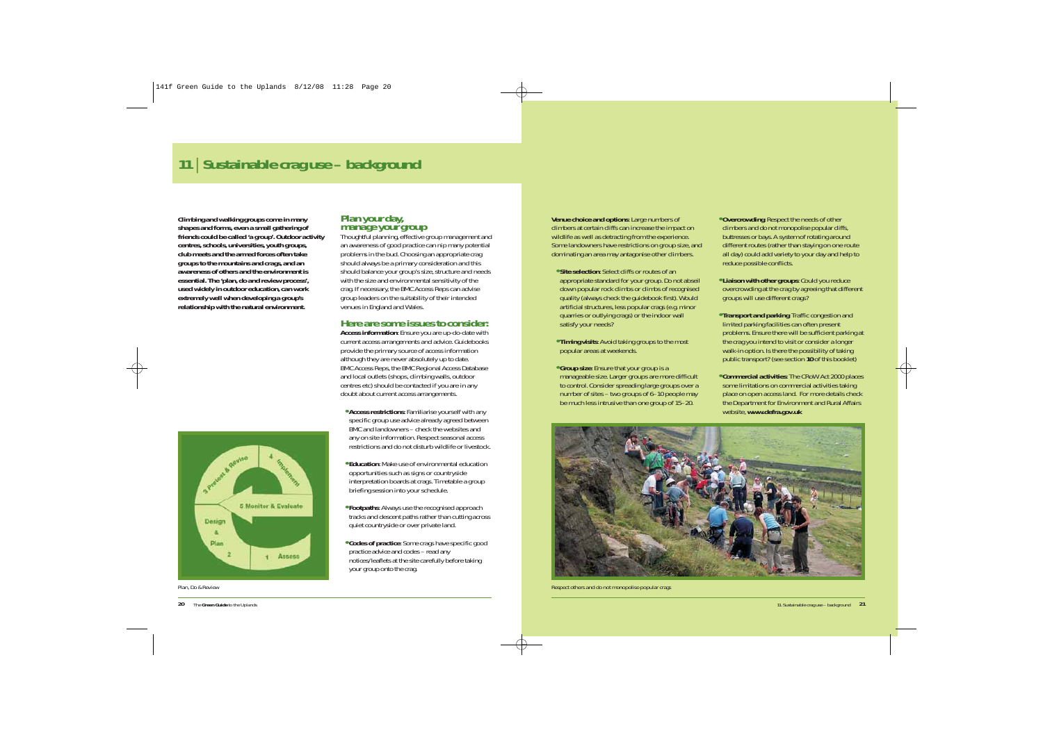# 11 | Sustainable crag use – background

**Climbing and walking groups come in many shapes and forms, even a small gathering of friends could be called 'a group'. Outdoor activity centres, schools, universities, youth groups, club meets and the armed forces often take groups to the mountains and crags, and an awareness of others and the environment is essential. The 'plan, do and review process', used widely in outdoor education, can work extremely well when developing a group's relationship with the natural environment.**

Plan, Do & Review

## Plan your day, manage your group

Thoughtful planning, effective group management and an awareness of good practice can nip many potential problems in the bud. Choosing an appropriate crag should always be a primary consideration and this should balance your group's size, structure and needs with the size and environmental sensitivity of the crag. If necessary, the BMC Access Reps can advise group leaders on the suitability of their intended venues in England and Wales.

## Here are some issues to consider:

**Access information**: Ensure you are up-do-date with current access arrangements and advice. Guidebooks provide the primary source of access information although they are never absolutely up to date. BMC Access Reps, the BMC Regional Access Database and local outlets (shops, climbing walls, outdoor centres etc) should be contacted if you are in any doubt about current access arrangements.

- **Access restrictions**: Familiarise yourself with any specific group use advice already agreed between BMC and landowners – check the websites and any on site information. Respect seasonal access restrictions and do not disturb wildlife or livestock.
- **Education**: Make use of environmental education opportunities such as signs or countryside interpretation boards at crags. Timetable a group briefing session into your schedule.
- **Footpaths**: Always use the recognised approach tracks and descent paths rather than cutting across quiet countryside or over private land.
- **Codes of practice**: Some crags have specific good practice advice and codes – read any notices/leaflets at the site carefully before taking your group onto the crag.

**Venue choice and options**: Large numbers of climbers at certain cliffs can increase the impact on wildlife as well as detracting from the experience. Some landowners have restrictions on group size, and dominating an area may antagonise other climbers.

- **Site selection**: Select cliffs or routes of an appropriate standard for your group. Do not abseil down popular rock climbs or climbs of recognised quality (always check the guidebook first). Would artificial structures, less popular crags (e.g. minor quarries or outlying crags) or the indoor wall satisfy your needs?
- **Timing visits**: Avoid taking groups to the most popular areas at weekends.
- **Group size**: Ensure that your group is a manageable size. Larger groups are more difficult to control. Consider spreading large groups over a number of sites – two groups of 6–10 people may be much less intrusive than one group of 15–20.
- **Overcrowding**: Respect the needs of other climbers and do not monopolise popular cliffs, buttresses or bays. A system of rotating around different routes (rather than staying on one route all day) could add variety to your day and help to reduce possible conflicts.
- **Liaison with other groups**: Could you reduce overcrowding at the crag by agreeing that different groups will use different crags?
- **Transport and parking**: Traffic congestion and limited parking facilities can often present problems. Ensure there will be sufficient parking at the crag you intend to visit or consider a longer walk-in option. Is there the possibility of taking public transport? (see section **10** of this booklet)
- **Commercial activities**: The CRoW Act 2000 places some limitations on commercial activities taking place on open access land. For more details check the Department for Environment and Rural Affairs website, **www.defra.gov.uk**

Respect others and do not monopolise popular crags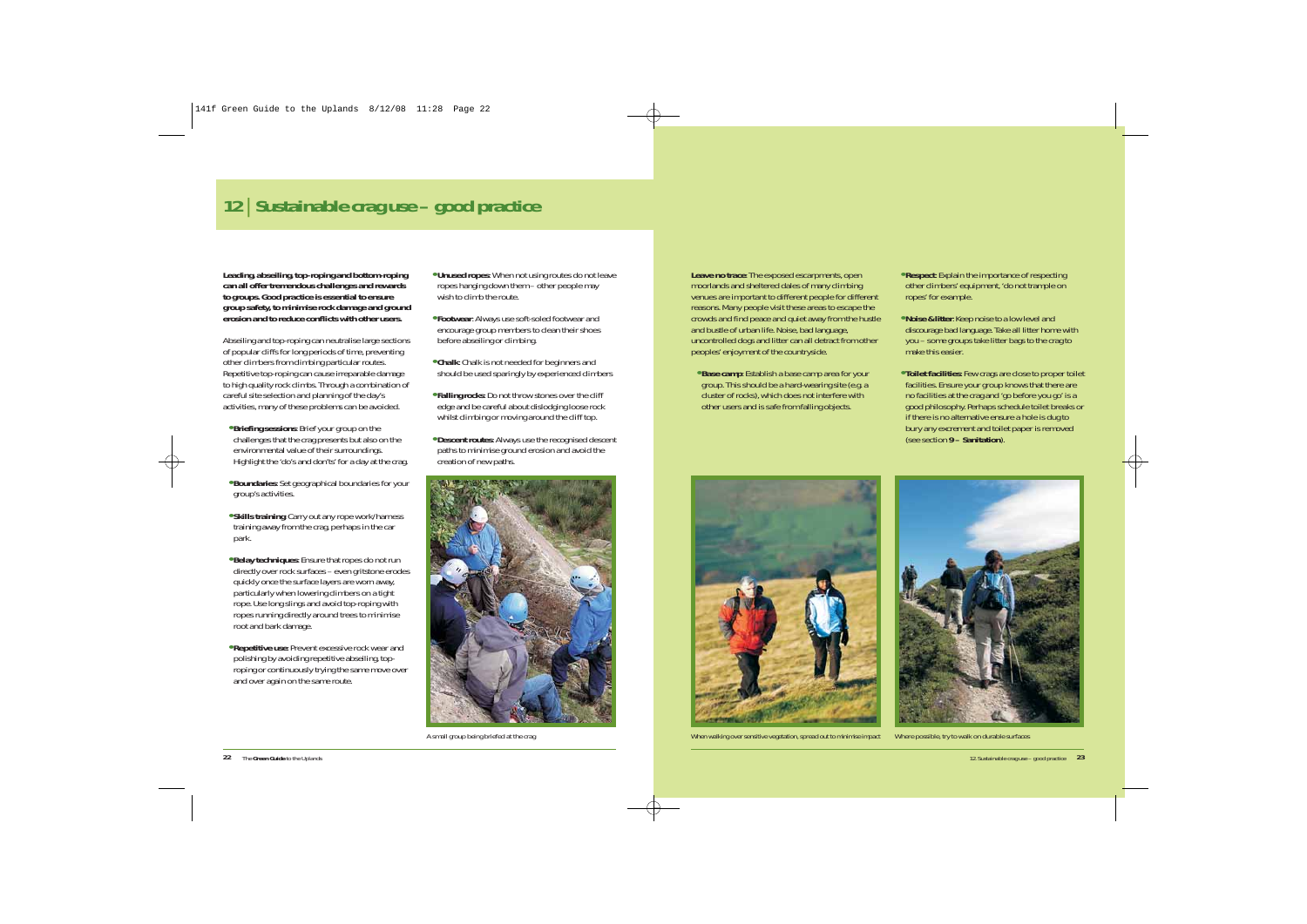# 12 | Sustainable crag use – good practice

**Leading, abseiling, top-roping and bottom-roping can all offer tremendous challenges and rewards to groups. Good practice is essential to ensure group safety, to minimise rock damage and ground erosion and to reduce conflicts with other users.**

Abseiling and top-roping can neutralise large sections of popular cliffs for long periods of time, preventing other climbers from climbing particular routes. Repetitive top-roping can cause irreparable damage to high quality rock climbs. Through a combination of careful site selection and planning of the day's activities, many of these problems can be avoided.

- **Briefing sessions:** Brief your group on the challenges that the crag presents but also on the environmental value of their surroundings. Highlight the 'do's and don'ts' for a day at the crag.
- **Boundaries:** Set geographical boundaries for your group's activities.
- **Skills training:** Carry out any rope work/harness training away from the crag, perhaps in the car park.
- **Belay techniques:** Ensure that ropes do not run directly over rock surfaces – even gritstone erodes quickly once the surface layers are worn away, particularly when lowering climbers on a tight rope. Use long slings and avoid top-roping with ropes running directly around trees to minimise root and bark damage.
- **Repetitive use:** Prevent excessive rock wear and polishing by avoiding repetitive abseiling, top-roping or continuously trying the same move over and over again on the same route.
- **Unused ropes:** When not using routes do not leave ropes hanging down them – other people may wish to climb the route.
- **Footwear:** Always use soft-soled footwear and encourage group members to clean their shoes before abseiling or climbing.
- **Chalk:** Chalk is not needed for beginners and should be used sparingly by experienced climbers
- **Falling rocks:** Do not throw stones over the cliff edge and be careful about dislodging loose rock whilst climbing or moving around the cliff top.
- **Descent routes:** Always use the recognised descent paths to minimise ground erosion and avoid the creation of new paths.

A small group being briefed at the crag

**Leave no trace:** The exposed escarpments, open moorlands and sheltered dales of many climbing venues are important to different people for different reasons. Many people visit these areas to escape the crowds and find peace and quiet away from the hustle and bustle of urban life. Noise, bad language, uncontrolled dogs and litter can all detract from other peoples' enjoyment of the countryside.

- **Base camp:** Establish a base camp area for your group. This should be a hard-wearing site (e.g. a cluster of rocks), which does not interfere with other users and is safe from falling objects.
- **Respect:** Explain the importance of respecting other climbers' equipment, 'do not trample on ropes' for example.
- **Noise & litter:** Keep noise to a low level and discourage bad language. Take all litter home with you – some groups take litter bags to the crag to make this easier.
- **Toilet facilities:** Few crags are close to proper toilet facilities. Ensure your group knows that there are no facilities at the crag and 'go before you go' is a good philosophy. Perhaps schedule toilet breaks or if there is no alternative ensure a hole is dug to bury any excrement and toilet paper is removed (see section **9 – Sanitation**).

When walking over sensitive vegetation, spread out to minimise impact

Where possible, try to walk on durable surfaces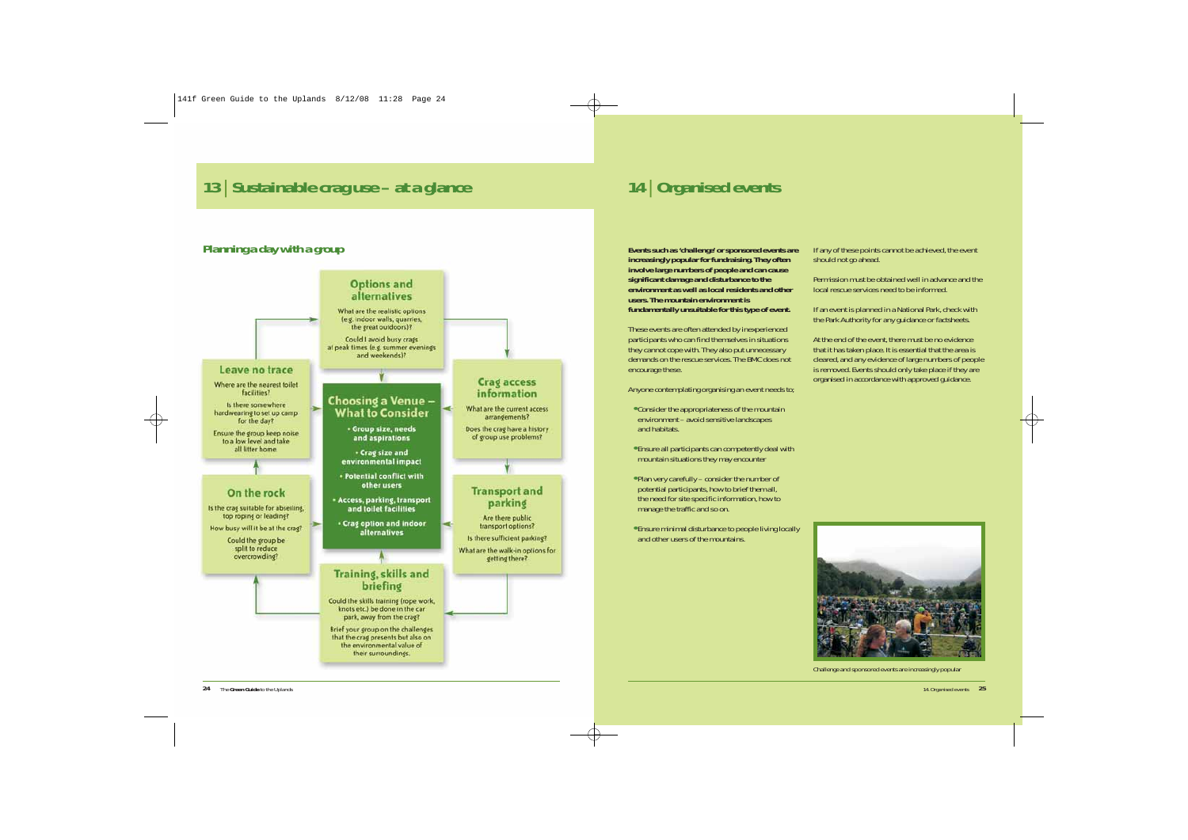## 13 | Sustainable crag use – at a glance

### Planning a day with a group

**Options and alternatives**

What are the realistic options (e.g. indoor walls, quarries, the great outdoors)?

Could I avoid busy crags at peak times (e.g. summer evenings and weekends)?

**Leave no trace**

Where are the nearest toilet facilities?

Is there somewhere hardwearing to set up camp for the day?

Ensure the group keep noise to a low level and take all litter home

**Choosing a Venue – What to Consider**

- Group size, needs and aspirations
- Crag size and environmental impact
- Potential conflict with other users
- Access, parking, transport and toilet facilities
- Crag option and indoor alternatives

**Crag access information**

What are the current access arrangements?

Does the crag have a history of group use problems?

**On the rock**

Is the crag suitable for abseiling, top roping or leading?

How busy will it be at the crag?

Could the group be split to reduce overcrowding?

**Transport and parking**

Are there public transport options?

Is there sufficient parking?

What are the walk-in options for getting there?

**Training, skills and briefing**

Could the skills training (rope work, knots etc.) be done in the car park, away from the crag?

Brief your group on the challenges that the crag presents but also on the environmental value of their surroundings.

## 14 | Organised events

**Events such as 'challenge' or sponsored events are increasingly popular for fundraising. They often involve large numbers of people and can cause significant damage and disturbance to the environment as well as local residents and other users. The mountain environment is fundamentally unsuitable for this type of event.**

These events are often attended by inexperienced participants who can find themselves in situations they cannot cope with. They also put unnecessary demands on the rescue services. The BMC does not encourage these.

Anyone contemplating organising an event needs to;

- Consider the appropriateness of the mountain environment – avoid sensitive landscapes and habitats.
- Ensure all participants can competently deal with mountain situations they may encounter
- Plan very carefully – consider the number of potential participants, how to brief them all, the need for site specific information, how to manage the traffic and so on.
- Ensure minimal disturbance to people living locally and other users of the mountains.

If any of these points cannot be achieved, the event should not go ahead.

Permission must be obtained well in advance and the local rescue services need to be informed.

If an event is planned in a National Park, check with the Park Authority for any guidance or factsheets.

At the end of the event, there must be no evidence that it has taken place. It is essential that the area is cleared, and any evidence of large numbers of people is removed. Events should only take place if they are organised in accordance with approved guidance.

Challenge and sponsored events are increasingly popular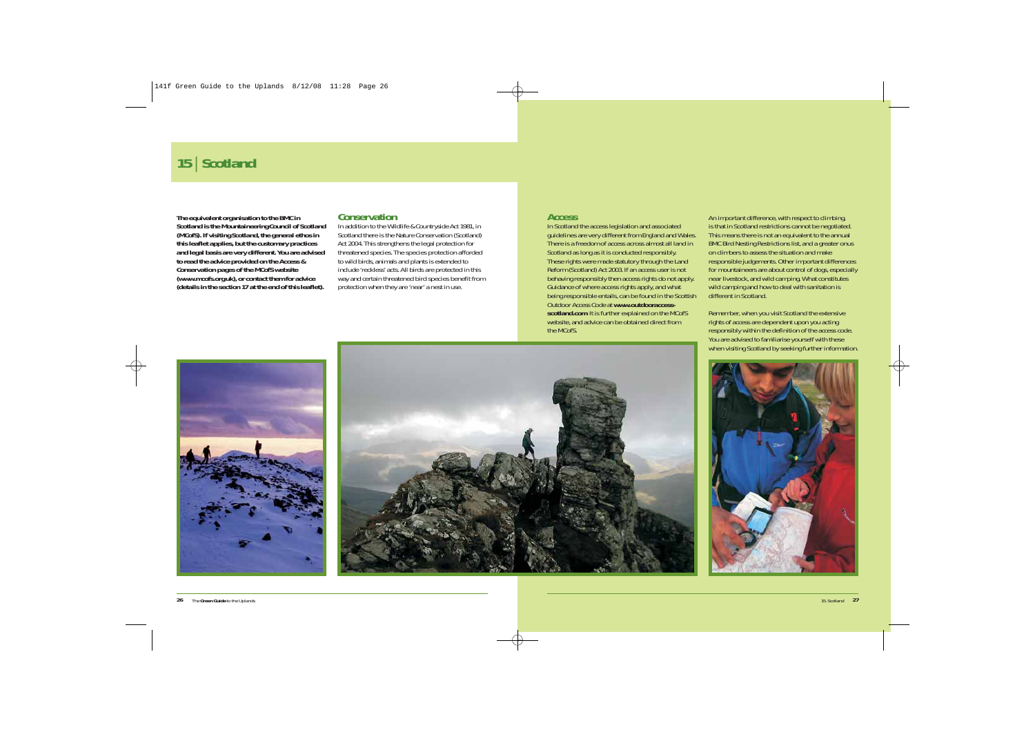# 15 | Scotland

**The equivalent organisation to the BMC in Scotland is the Mountaineering Council of Scotland (MCofS). If visiting Scotland, the general ethos in this leaflet applies, but the customary practices and legal basis are very different. You are advised to read the advice provided on the Access & Conservation pages of the MCofS website (www.mcofs.org.uk), or contact them for advice (details in the section 17 at the end of this leaflet).**

## Conservation

In addition to the Wildlife & Countryside Act 1981, in Scotland there is the Nature Conservation (Scotland) Act 2004. This strengthens the legal protection for threatened species. The species protection afforded to wild birds, animals and plants is extended to include 'reckless' acts. All birds are protected in this way and certain threatened bird species benefit from protection when they are 'near' a nest in use.

## Access

In Scotland the access legislation and associated guidelines are very different from England and Wales. There is a freedom of access across almost all land in Scotland as long as it is conducted responsibly. These rights were made statutory through the Land Reform (Scotland) Act 2003. If an access user is not behaving responsibly then access rights do not apply. Guidance of where access rights apply, and what being responsible entails, can be found in the Scottish Outdoor Access Code at **www.outdooraccess-scotland.com**. It is further explained on the MCofS website, and advice can be obtained direct from the MCofS.

An important difference, with respect to climbing, is that in Scotland restrictions cannot be negotiated. This means there is not an equivalent to the annual BMC Bird Nesting Restrictions list, and a greater onus on climbers to assess the situation and make responsible judgements. Other important differences for mountaineers are about control of dogs, especially near livestock, and wild camping. What constitutes wild camping and how to deal with sanitation is different in Scotland.

Remember, when you visit Scotland the extensive rights of access are dependent upon you acting responsibly within the definition of the access code. You are advised to familiarise yourself with these when visiting Scotland by seeking further information.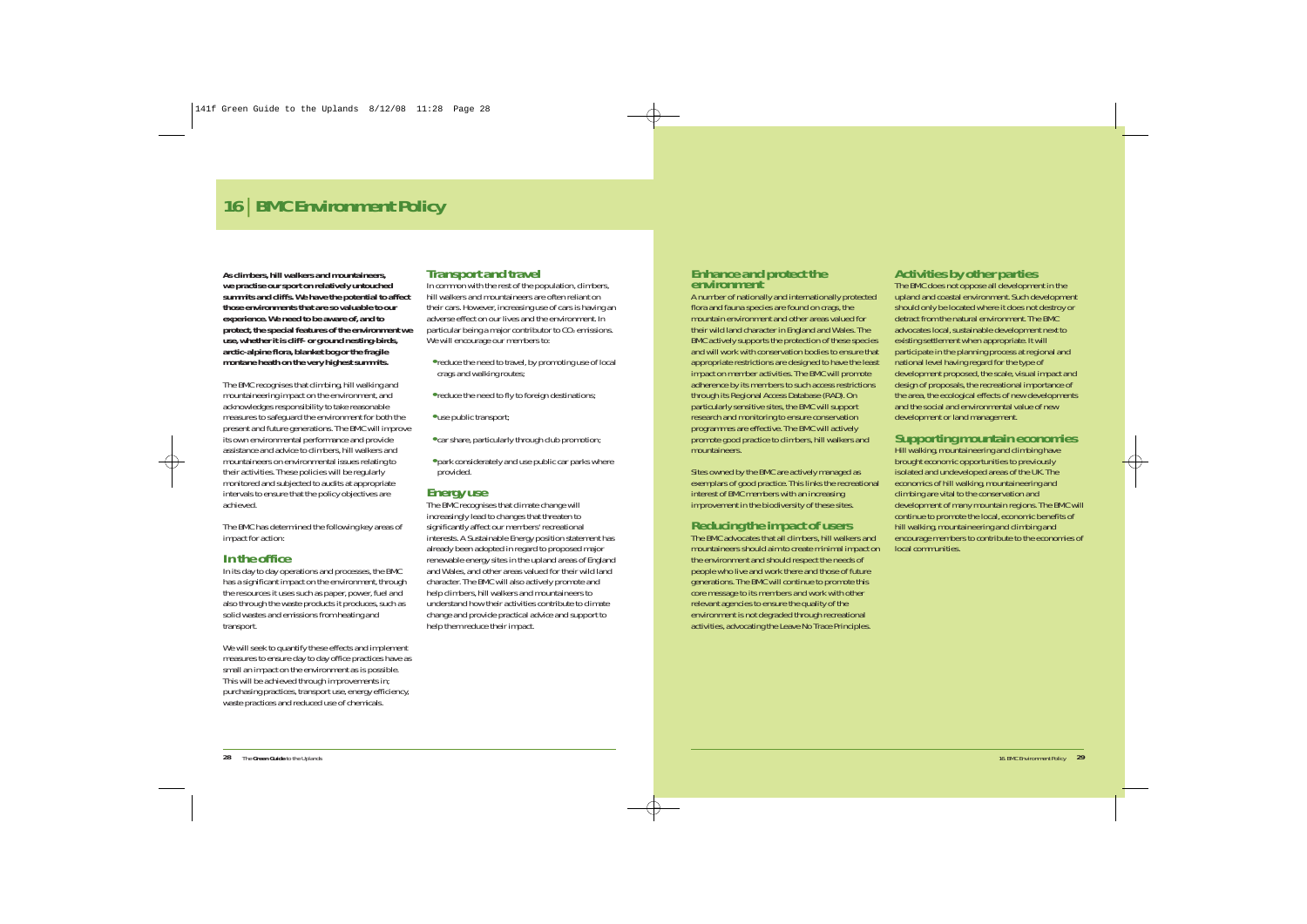# 16 | BMC Environment Policy

**As climbers, hill walkers and mountaineers, we practise our sport on relatively untouched summits and cliffs. We have the potential to affect those environments that are so valuable to our experience. We need to be aware of, and to protect, the special features of the environment we use, whether it is cliff- or ground nesting-birds, arctic-alpine flora, blanket bog or the fragile montane heath on the very highest summits.**

The BMC recognises that climbing, hill walking and mountaineering impact on the environment, and acknowledges responsibility to take reasonable measures to safeguard the environment for both the present and future generations. The BMC will improve its own environmental performance and provide assistance and advice to climbers, hill walkers and mountaineers on environmental issues relating to their activities. These policies will be regularly monitored and subjected to audits at appropriate intervals to ensure that the policy objectives are achieved.

The BMC has determined the following key areas of impact for action:

## In the office

In its day to day operations and processes, the BMC has a significant impact on the environment, through the resources it uses such as paper, power, fuel and also through the waste products it produces, such as solid wastes and emissions from heating and transport.

We will seek to quantify these effects and implement measures to ensure day to day office practices have as small an impact on the environment as is possible. This will be achieved through improvements in; purchasing practices, transport use, energy efficiency, waste practices and reduced use of chemicals.

## Transport and travel

In common with the rest of the population, climbers, hill walkers and mountaineers are often reliant on their cars. However, increasing use of cars is having an adverse effect on our lives and the environment. In particular being a major contributor to $CO_2$ emissions. We will encourage our members to:

- reduce the need to travel, by promoting use of local crags and walking routes;
- reduce the need to fly to foreign destinations;
- use public transport;
- car share, particularly through club promotion;
- park considerately and use public car parks where provided.

## Energy use

The BMC recognises that climate change will increasingly lead to changes that threaten to significantly affect our members' recreational interests. A Sustainable Energy position statement has already been adopted in regard to proposed major renewable energy sites in the upland areas of England and Wales, and other areas valued for their wild land character. The BMC will also actively promote and help climbers, hill walkers and mountaineers to understand how their activities contribute to climate change and provide practical advice and support to help them reduce their impact.

## Enhance and protect the environment

A number of nationally and internationally protected flora and fauna species are found on crags, the mountain environment and other areas valued for their wild land character in England and Wales. The BMC actively supports the protection of these species and will work with conservation bodies to ensure that appropriate restrictions are designed to have the least impact on member activities. The BMC will promote adherence by its members to such access restrictions through its Regional Access Database (RAD). On particularly sensitive sites, the BMC will support research and monitoring to ensure conservation programmes are effective. The BMC will actively promote good practice to climbers, hill walkers and mountaineers.

Sites owned by the BMC are actively managed as exemplars of good practice. This links the recreational interest of BMC members with an increasing improvement in the biodiversity of these sites.

## Reducing the impact of users

The BMC advocates that all climbers, hill walkers and mountaineers should aim to create minimal impact on the environment and should respect the needs of people who live and work there and those of future generations. The BMC will continue to promote this core message to its members and work with other relevant agencies to ensure the quality of the environment is not degraded through recreational activities, advocating the Leave No Trace Principles.

## Activities by other parties

The BMC does not oppose all development in the upland and coastal environment. Such development should only be located where it does not destroy or detract from the natural environment. The BMC advocates local, sustainable development next to existing settlement when appropriate. It will participate in the planning process at regional and national level having regard for the type of development proposed, the scale, visual impact and design of proposals, the recreational importance of the area, the ecological effects of new developments and the social and environmental value of new development or land management.

## Supporting mountain economies

Hill walking, mountaineering and climbing have brought economic opportunities to previously isolated and undeveloped areas of the UK. The economics of hill walking, mountaineering and climbing are vital to the conservation and development of many mountain regions. The BMC will continue to promote the local, economic benefits of hill walking, mountaineering and climbing and encourage members to contribute to the economies of local communities.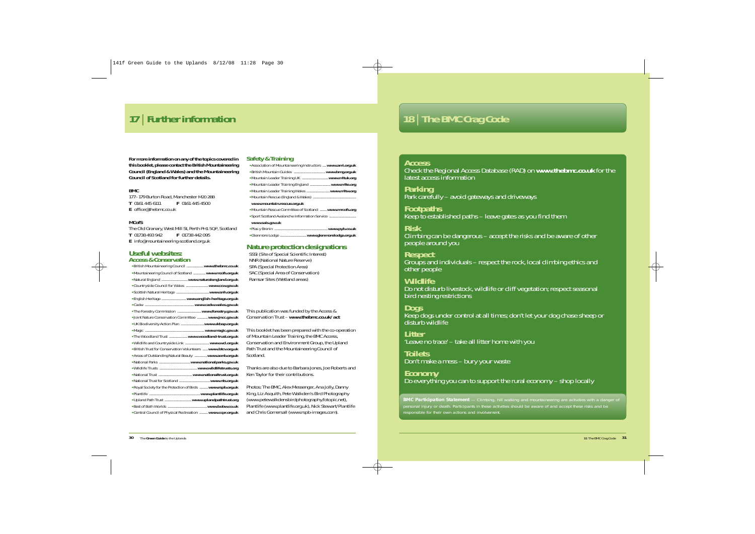## 17 | Further information

**For more information on any of the topics covered in this booklet, please contact the British Mountaineering Council (England & Wales) and the Mountaineering Council of Scotland for further details.**

**BMC**
177–179 Burton Road, Manchester M20 2BB
**T** 0161 445 6111 **F** 0161 445 4500
**E** office@thebmc.co.uk

**MCofS**
The Old Granary, West Mill St, Perth PH1 5QP, Scotland
**T** 01738 493 942 **F** 01738 442 095
**E** info@mountaineering-scotland.org.uk

### Useful websites:

#### Access & Conservation

- British Mountaineering Council ................ **www.thebmc.co.uk**
- Mountaineering Council of Scotland ............ **www.mcofs.org.uk**
- Natural England ......................... **www.naturalengland.org.uk**
- Countryside Council for Wales ...................... **www.ccw.gov.uk**
- Scottish Natural Heritage ................................ **www.snh.org.uk**
- English Heritage ......................... **www.english-heritage.org.uk**
- Cadw ................................................ **www.cadw.wales.gov.uk**
- The Forestry Commission ........................ **www.forestry.gov.uk**
- Joint Nature Conservation Committee .......... **www.jncc.gov.uk**
- UK Biodiversity Action Plan ....................... **www.ukbap.org.uk**
- Magic ........................................................... **www.magic.gov.uk**
- The Woodland Trust .................. **www.woodland-trust.org.uk**
- Wildlife and Countryside Link ........................ **www.wcl.org.uk**
- British Trust for Conservation Volunteers ...... **www.btcv.org.uk**
- Areas of Outstanding Natural Beauty ............ **www.aonb.org.uk**
- National Parks ............................. **www.nationalparks.gov.uk**
- Wildlife Trusts ..................................... **www.wildlifetrusts.org**
- National Trust ................................ **www.nationaltrust.org.uk**
- National Trust for Scotland ............................... **www.nts.org.uk**
- Royal Society for the Protection of Birds ......... **www.rspb.org.uk**
- Plantlife ................................................ **www.plantlife.org.uk**
- Upland Path Trust ......................... **www.uplandpathtrust.org**
- Best of Both Worlds ....................................... **www.bobw.co.uk**
- Central Council of Physical Recreation ......... **www.ccpr.org.uk**

#### Safety & Training

- Association of Mountaineering Instructors ..... **www.ami.org.uk**
- British Mountain Guides ............................... **www.bmg.org.uk**
- Mountain Leader Training UK ......................... **www.mltuk.org**
- Mountain Leader Training England .................... **www.mlte.org**
- Mountain Leader Training Wales ...................... **www.mltw.org**
- Mountain Rescue (England & Wales) ........................................ **www.mountain.rescue.org.uk**
- Mountain Rescue Committee of Scotland ....... **www.mrcofs.org**
- Sport Scotland Avalanche Information Service ........................ **www.sais.gov.uk**
- Plas y Brenin ...................................................... **www.pyb.co.uk**
- Glenmore Lodge ......................... **www.glenmorelodge.org.uk**

#### Nature protection designations

SSSI (Site of Special Scientific Interest)
NNR (National Nature Reserve)
SPA (Special Protection Area)
SAC (Special Area of Conservation)
Ramsar Sites (Wetland areas)

This publication was funded by the Access & Conservation Trust – **www.thebmc.co.uk/act**

This booklet has been prepared with the co-operation of Mountain Leader Training, the BMC Access, Conservation and Environment Group, the Upland Path Trust and the Mountaineering Council of Scotland.

Thanks are also due to Barbara Jones, Joe Roberts and Ken Taylor for their contributions.

Photos: The BMC, Alex Messenger, Ana Jolly, Danny King, Liz Asquith, Pete Walkden's Bird Photography (www.petewalkdensbirdphotography.fotopic.net), Plantlife (www.plantlife.org.uk), Nick Stewart/Plantlife and Chris Gomersall (www.rspb-images.com).

## 18 | The BMC Crag Code

**Access**
Check the Regional Access Database (RAD) on **www.thebmc.co.uk** for the latest access information

**Parking**
Park carefully – avoid gateways and driveways

**Footpaths**
Keep to established paths – leave gates as you find them

**Risk**
Climbing can be dangerous – accept the risks and be aware of other people around you

**Respect**
Groups and individuals – respect the rock, local climbing ethics and other people

**Wildlife**
Do not disturb livestock, wildlife or cliff vegetation; respect seasonal bird nesting restrictions

**Dogs**
Keep dogs under control at all times; don't let your dog chase sheep or disturb wildlife

**Litter**
'Leave no trace' – take all litter home with you

**Toilets**
Don't make a mess – bury your waste

**Economy**
Do everything you can to support the rural economy – shop locally

**BMC Participation Statement** — Climbing, hill walking and mountaineering are activities with a danger of personal injury or death. Participants in these activities should be aware of and accept these risks and be responsible for their own actions and involvement.